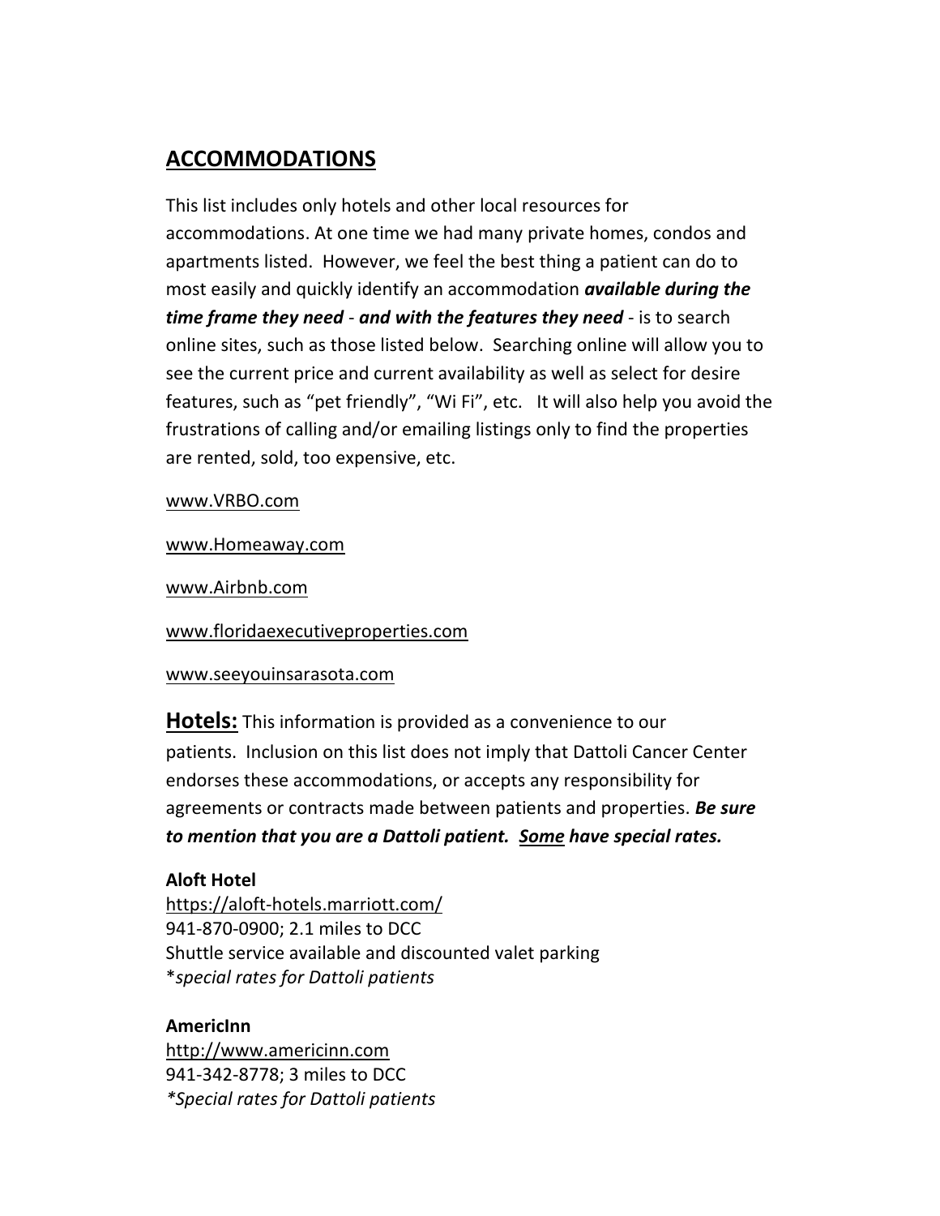## ACCOMMODATIONS

This list includes only hotels and other local resources for accommodations. At one time we had many private homes, condos and apartments listed. However, we feel the best thing a patient can do to most easily and quickly identify an accommodation ***available during the time frame they need*** - ***and with the features they need*** - is to search online sites, such as those listed below. Searching online will allow you to see the current price and current availability as well as select for desire features, such as "pet friendly", "Wi Fi", etc. It will also help you avoid the frustrations of calling and/or emailing listings only to find the properties are rented, sold, too expensive, etc.

www.VRBO.com

www.Homeaway.com

www.Airbnb.com

www.floridaexecutiveproperties.com

www.seeyouinsarasota.com

**Hotels:** This information is provided as a convenience to our patients. Inclusion on this list does not imply that Dattoli Cancer Center endorses these accommodations, or accepts any responsibility for agreements or contracts made between patients and properties. ***Be sure to mention that you are a Dattoli patient. Some have special rates.***

**Aloft Hotel**
https://aloft-hotels.marriott.com/
941-870-0900; 2.1 miles to DCC
Shuttle service available and discounted valet parking
**special rates for Dattoli patients*

**AmericInn**
http://www.americinn.com
941-342-8778; 3 miles to DCC
**Special rates for Dattoli patients*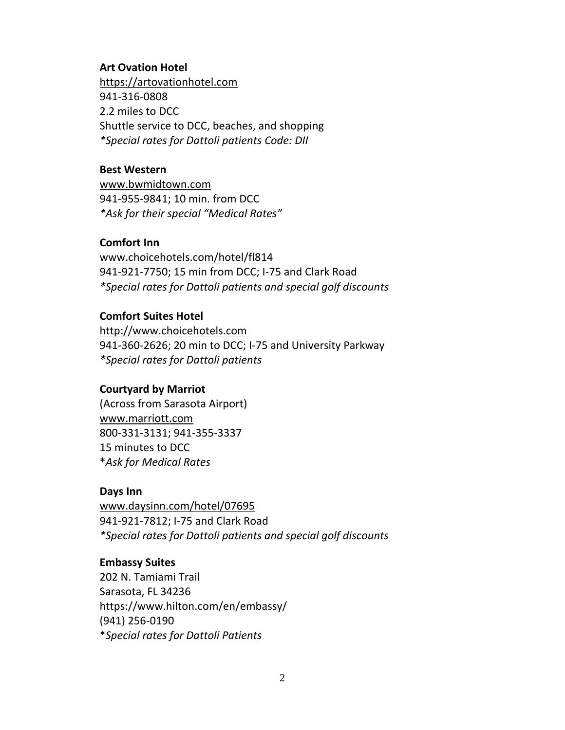**Art Ovation Hotel**
https://artovationhotel.com
941-316-0808
2.2 miles to DCC
Shuttle service to DCC, beaches, and shopping
*\*Special rates for Dattoli patients Code: DII*

**Best Western**
www.bwmidtown.com
941-955-9841; 10 min. from DCC
*\*Ask for their special "Medical Rates"*

**Comfort Inn**
www.choicehotels.com/hotel/fl814
941-921-7750; 15 min from DCC; I-75 and Clark Road
*\*Special rates for Dattoli patients and special golf discounts*

**Comfort Suites Hotel**
http://www.choicehotels.com
941-360-2626; 20 min to DCC; I-75 and University Parkway
*\*Special rates for Dattoli patients*

**Courtyard by Marriot**
(Across from Sarasota Airport)
www.marriott.com
800-331-3131; 941-355-3337
15 minutes to DCC
\**Ask for Medical Rates*

**Days Inn**
www.daysinn.com/hotel/07695
941-921-7812; I-75 and Clark Road
*\*Special rates for Dattoli patients and special golf discounts*

**Embassy Suites**
202 N. Tamiami Trail
Sarasota, FL 34236
https://www.hilton.com/en/embassy/
(941) 256-0190
\**Special rates for Dattoli Patients*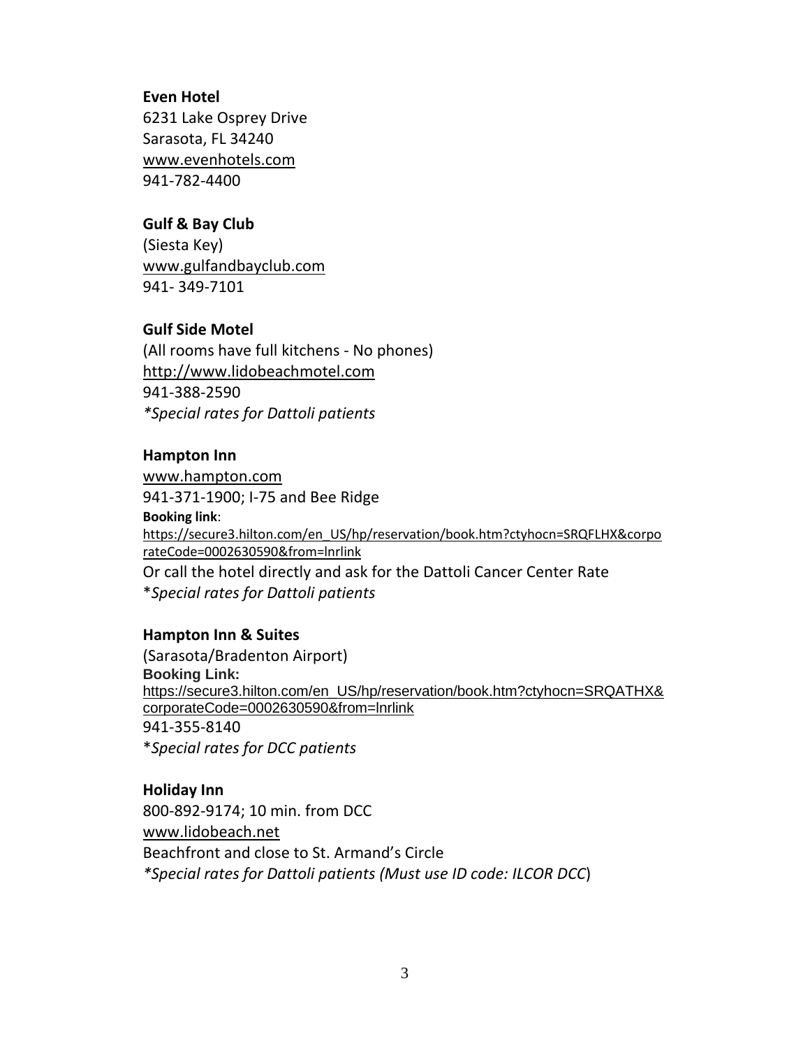**Even Hotel**
6231 Lake Osprey Drive
Sarasota, FL 34240
www.evenhotels.com
941-782-4400

**Gulf & Bay Club**
(Siesta Key)
www.gulfandbayclub.com
941- 349-7101

**Gulf Side Motel**
(All rooms have full kitchens - No phones)
http://www.lidobeachmotel.com
941-388-2590
*\*Special rates for Dattoli patients*

**Hampton Inn**
www.hampton.com
941-371-1900; I-75 and Bee Ridge
**Booking link**:
https://secure3.hilton.com/en_US/hp/reservation/book.htm?ctyhocn=SRQFLHX&corporateCode=0002630590&from=lnrlink
Or call the hotel directly and ask for the Dattoli Cancer Center Rate
\**Special rates for Dattoli patients*

**Hampton Inn & Suites**
(Sarasota/Bradenton Airport)
**Booking Link:**
https://secure3.hilton.com/en_US/hp/reservation/book.htm?ctyhocn=SRQATHX&corporateCode=0002630590&from=lnrlink
941-355-8140
\**Special rates for DCC patients*

**Holiday Inn**
800-892-9174; 10 min. from DCC
www.lidobeach.net
Beachfront and close to St. Armand's Circle
*\*Special rates for Dattoli patients (Must use ID code: ILCOR DCC*)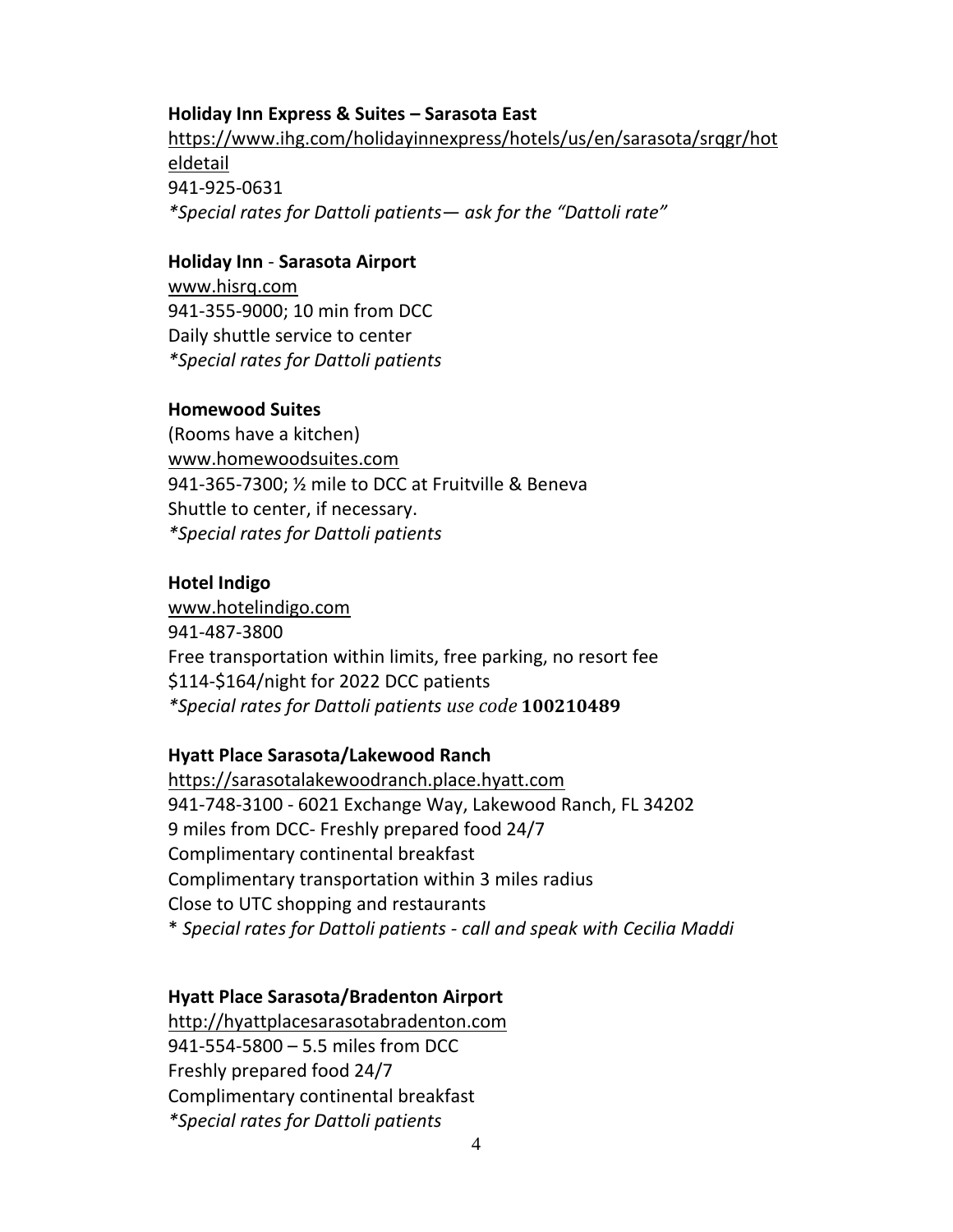**Holiday Inn Express & Suites – Sarasota East**
https://www.ihg.com/holidayinnexpress/hotels/us/en/sarasota/srqgr/hoteldetail
941-925-0631
*\*Special rates for Dattoli patients— ask for the "Dattoli rate"*

**Holiday Inn - Sarasota Airport**
www.hisrq.com
941-355-9000; 10 min from DCC
Daily shuttle service to center
*\*Special rates for Dattoli patients*

**Homewood Suites**
(Rooms have a kitchen)
www.homewoodsuites.com
941-365-7300; ½ mile to DCC at Fruitville & Beneva
Shuttle to center, if necessary.
*\*Special rates for Dattoli patients*

**Hotel Indigo**
www.hotelindigo.com
941-487-3800
Free transportation within limits, free parking, no resort fee
$114-$164/night for 2022 DCC patients
*\*Special rates for Dattoli patients use code* **100210489**

**Hyatt Place Sarasota/Lakewood Ranch**
https://sarasotalakewoodranch.place.hyatt.com
941-748-3100 - 6021 Exchange Way, Lakewood Ranch, FL 34202
9 miles from DCC- Freshly prepared food 24/7
Complimentary continental breakfast
Complimentary transportation within 3 miles radius
Close to UTC shopping and restaurants
\* *Special rates for Dattoli patients - call and speak with Cecilia Maddi*

**Hyatt Place Sarasota/Bradenton Airport**
http://hyattplacesarasotabradenton.com
941-554-5800 – 5.5 miles from DCC
Freshly prepared food 24/7
Complimentary continental breakfast
*\*Special rates for Dattoli patients*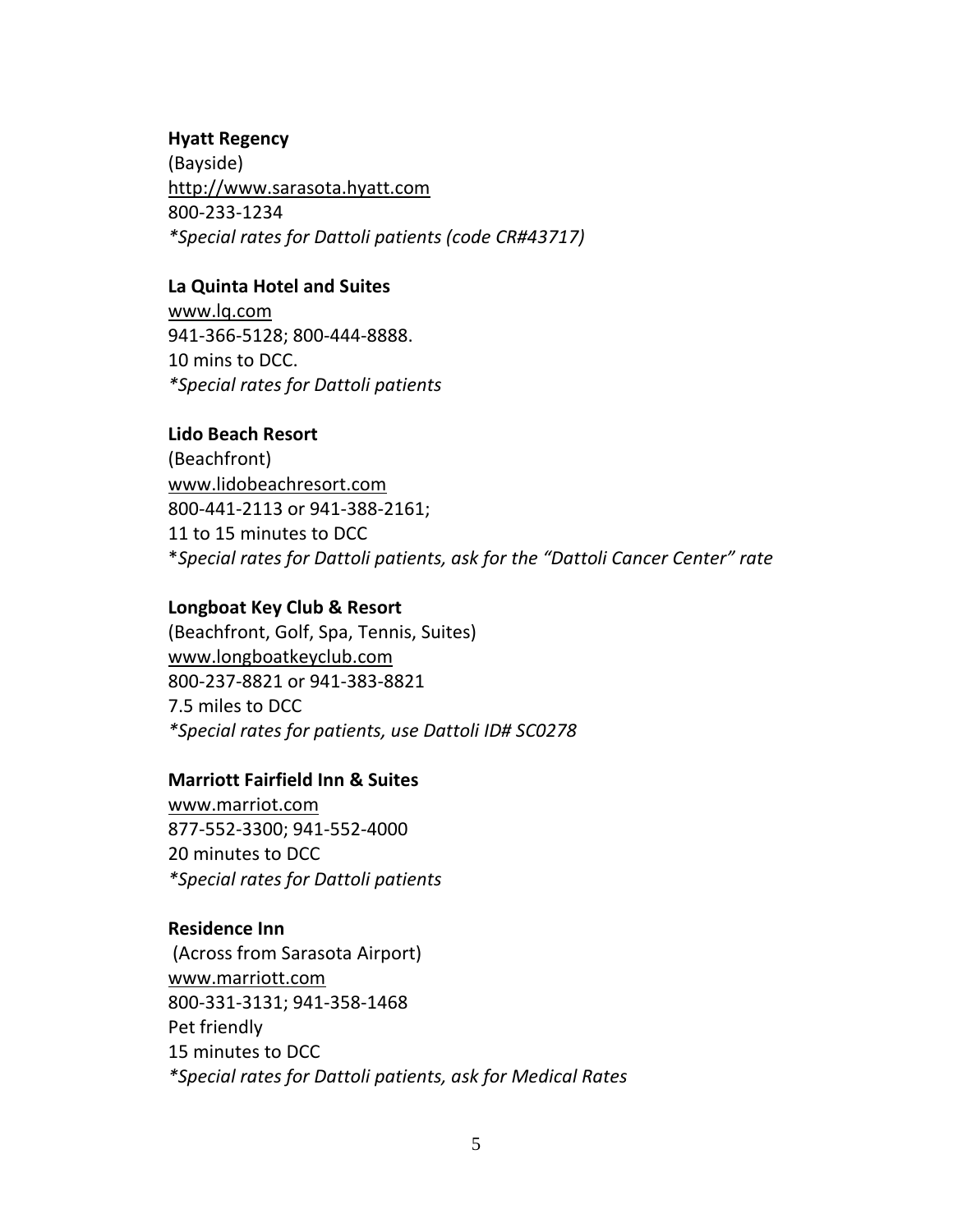**Hyatt Regency**
(Bayside)
http://www.sarasota.hyatt.com
800-233-1234
*\*Special rates for Dattoli patients (code CR#43717)*

**La Quinta Hotel and Suites**
www.lq.com
941-366-5128; 800-444-8888.
10 mins to DCC.
*\*Special rates for Dattoli patients*

**Lido Beach Resort**
(Beachfront)
www.lidobeachresort.com
800-441-2113 or 941-388-2161;
11 to 15 minutes to DCC
\**Special rates for Dattoli patients, ask for the "Dattoli Cancer Center" rate*

**Longboat Key Club & Resort**
(Beachfront, Golf, Spa, Tennis, Suites)
www.longboatkeyclub.com
800-237-8821 or 941-383-8821
7.5 miles to DCC
*\*Special rates for patients, use Dattoli ID# SC0278*

**Marriott Fairfield Inn & Suites**
www.marriot.com
877-552-3300; 941-552-4000
20 minutes to DCC
*\*Special rates for Dattoli patients*

**Residence Inn**
(Across from Sarasota Airport)
www.marriott.com
800-331-3131; 941-358-1468
Pet friendly
15 minutes to DCC
*\*Special rates for Dattoli patients, ask for Medical Rates*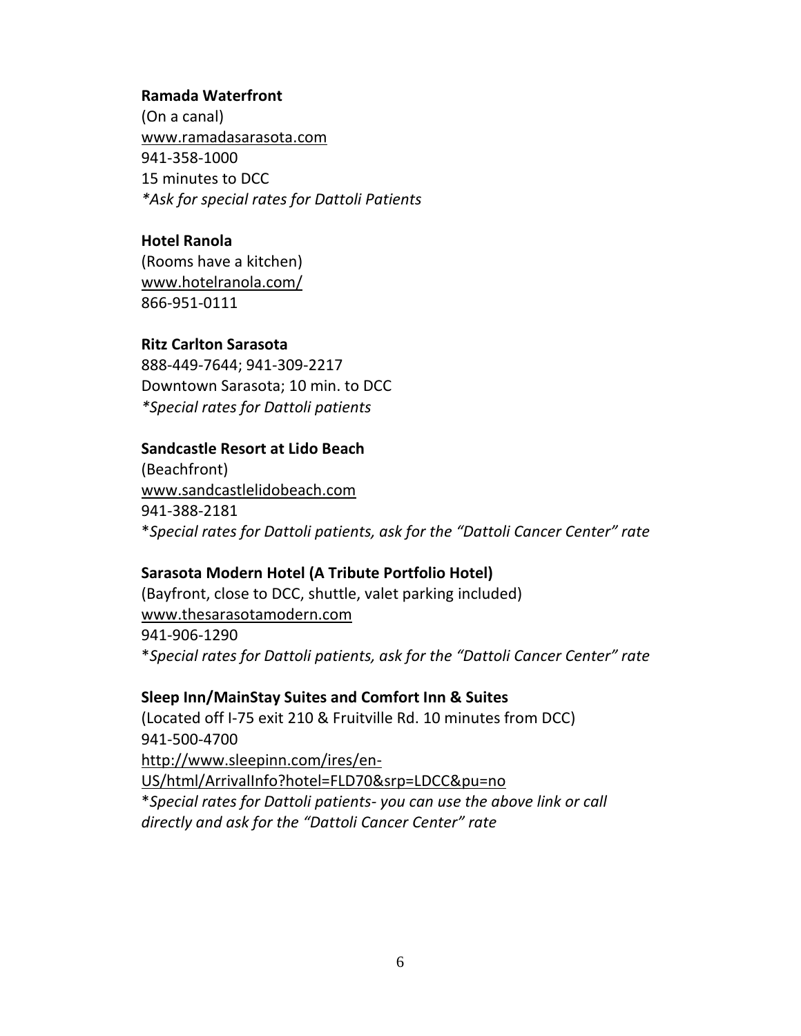**Ramada Waterfront**
(On a canal)
www.ramadasarasota.com
941-358-1000
15 minutes to DCC
*\*Ask for special rates for Dattoli Patients*

**Hotel Ranola**
(Rooms have a kitchen)
www.hotelranola.com/
866-951-0111

**Ritz Carlton Sarasota**
888-449-7644; 941-309-2217
Downtown Sarasota; 10 min. to DCC
*\*Special rates for Dattoli patients*

**Sandcastle Resort at Lido Beach**
(Beachfront)
www.sandcastlelidobeach.com
941-388-2181
\**Special rates for Dattoli patients, ask for the "Dattoli Cancer Center" rate*

**Sarasota Modern Hotel (A Tribute Portfolio Hotel)**
(Bayfront, close to DCC, shuttle, valet parking included)
www.thesarasotamodern.com
941-906-1290
\**Special rates for Dattoli patients, ask for the "Dattoli Cancer Center" rate*

**Sleep Inn/MainStay Suites and Comfort Inn & Suites**
(Located off I-75 exit 210 & Fruitville Rd. 10 minutes from DCC)
941-500-4700
http://www.sleepinn.com/ires/en-US/html/ArrivalInfo?hotel=FLD70&srp=LDCC&pu=no
\**Special rates for Dattoli patients- you can use the above link or call directly and ask for the "Dattoli Cancer Center" rate*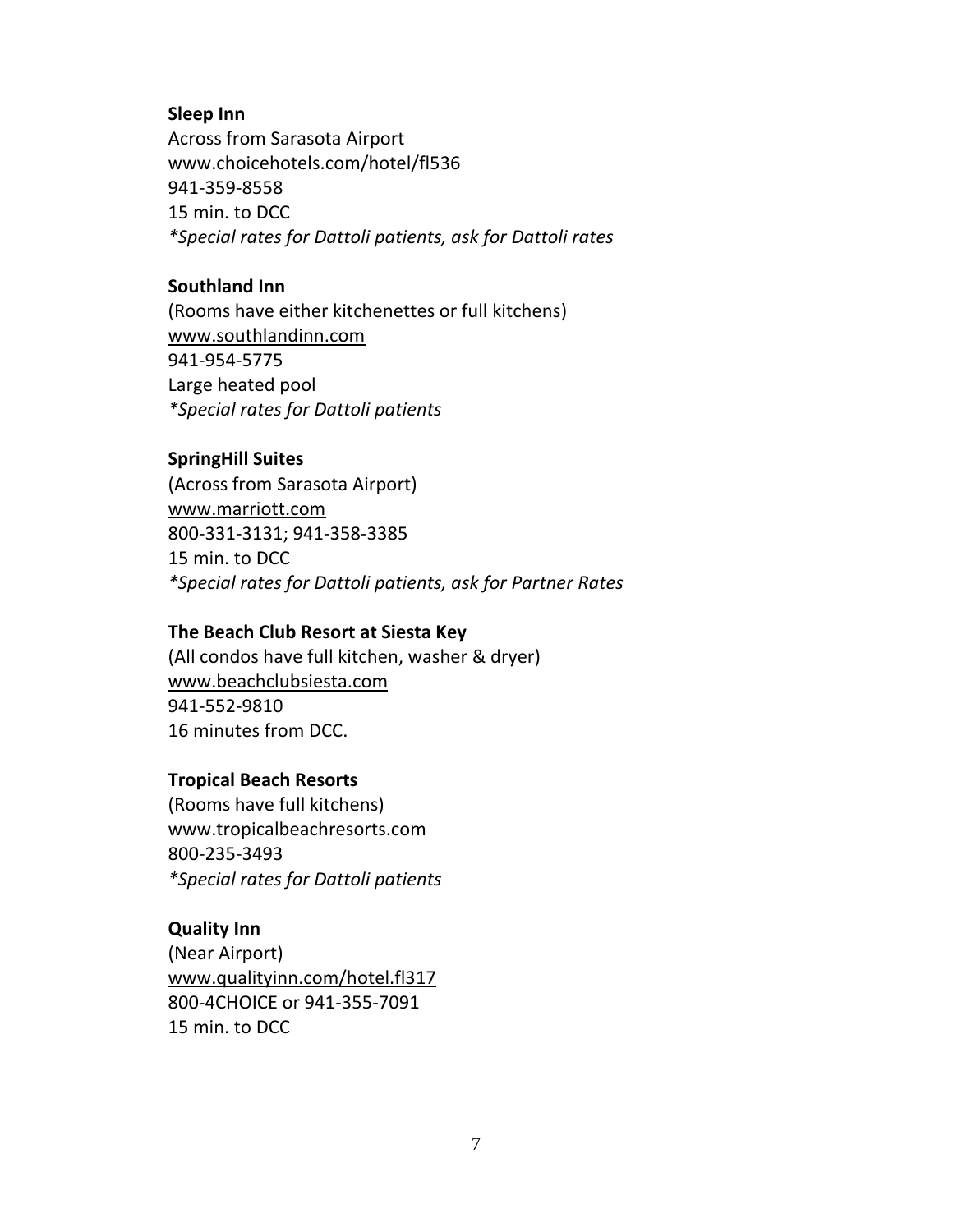**Sleep Inn**
Across from Sarasota Airport
www.choicehotels.com/hotel/fl536
941-359-8558
15 min. to DCC
*\*Special rates for Dattoli patients, ask for Dattoli rates*

**Southland Inn**
(Rooms have either kitchenettes or full kitchens)
www.southlandinn.com
941-954-5775
Large heated pool
*\*Special rates for Dattoli patients*

**SpringHill Suites**
(Across from Sarasota Airport)
www.marriott.com
800-331-3131; 941-358-3385
15 min. to DCC
*\*Special rates for Dattoli patients, ask for Partner Rates*

**The Beach Club Resort at Siesta Key**
(All condos have full kitchen, washer & dryer)
www.beachclubsiesta.com
941-552-9810
16 minutes from DCC.

**Tropical Beach Resorts**
(Rooms have full kitchens)
www.tropicalbeachresorts.com
800-235-3493
*\*Special rates for Dattoli patients*

**Quality Inn**
(Near Airport)
www.qualityinn.com/hotel.fl317
800-4CHOICE or 941-355-7091
15 min. to DCC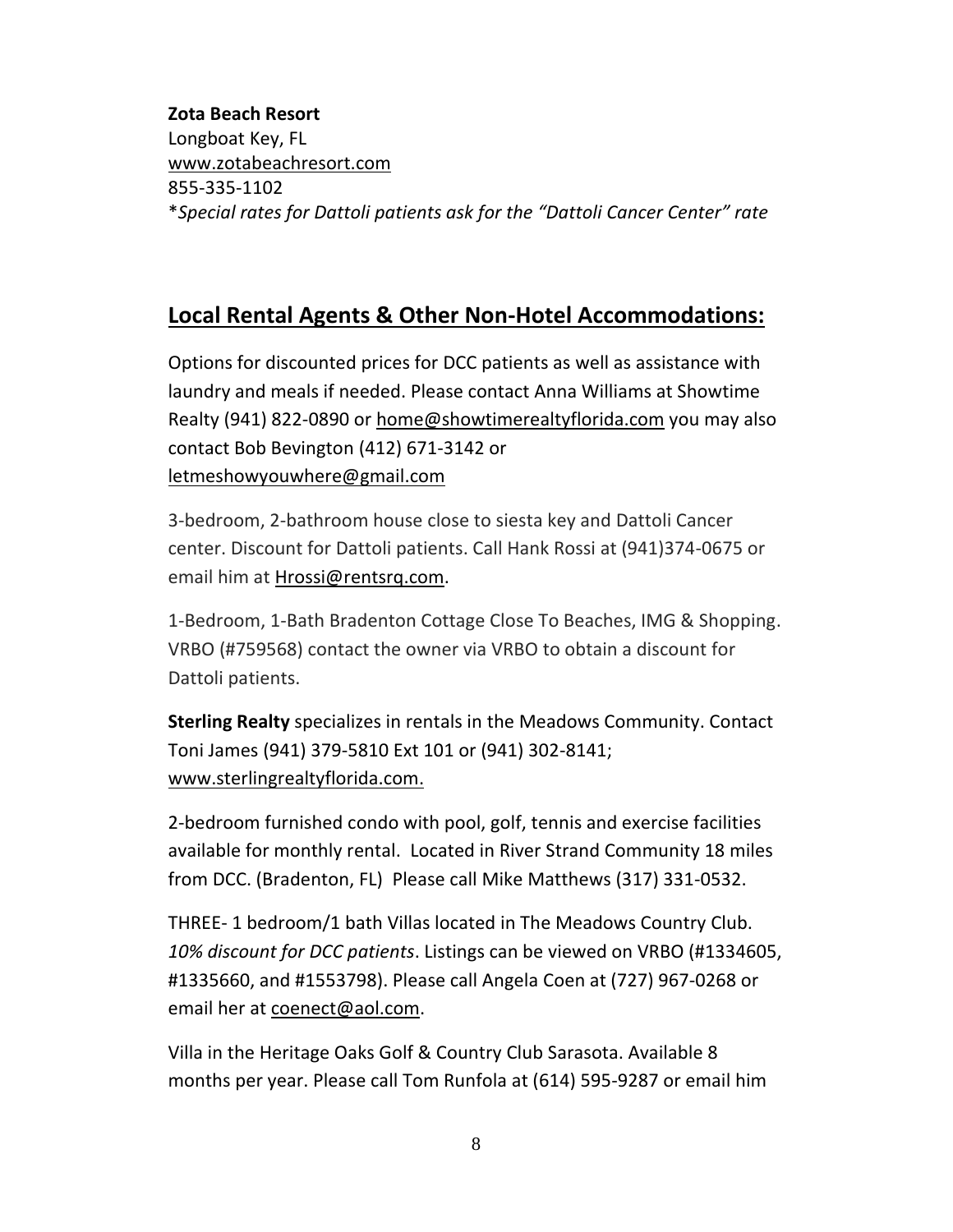**Zota Beach Resort**
Longboat Key, FL
www.zotabeachresort.com
855-335-1102
*\*Special rates for Dattoli patients ask for the "Dattoli Cancer Center" rate*

## Local Rental Agents & Other Non-Hotel Accommodations:

Options for discounted prices for DCC patients as well as assistance with laundry and meals if needed. Please contact Anna Williams at Showtime Realty (941) 822-0890 or home@showtimerealtyflorida.com you may also contact Bob Bevington (412) 671-3142 or letmeshowyouwhere@gmail.com

3-bedroom, 2-bathroom house close to siesta key and Dattoli Cancer center. Discount for Dattoli patients. Call Hank Rossi at (941)374-0675 or email him at Hrossi@rentsrq.com.

1-Bedroom, 1-Bath Bradenton Cottage Close To Beaches, IMG & Shopping. VRBO (#759568) contact the owner via VRBO to obtain a discount for Dattoli patients.

**Sterling Realty** specializes in rentals in the Meadows Community. Contact Toni James (941) 379-5810 Ext 101 or (941) 302-8141; www.sterlingrealtyflorida.com.

2-bedroom furnished condo with pool, golf, tennis and exercise facilities available for monthly rental. Located in River Strand Community 18 miles from DCC. (Bradenton, FL) Please call Mike Matthews (317) 331-0532.

THREE- 1 bedroom/1 bath Villas located in The Meadows Country Club. *10% discount for DCC patients*. Listings can be viewed on VRBO (#1334605, #1335660, and #1553798). Please call Angela Coen at (727) 967-0268 or email her at coenect@aol.com.

Villa in the Heritage Oaks Golf & Country Club Sarasota. Available 8 months per year. Please call Tom Runfola at (614) 595-9287 or email him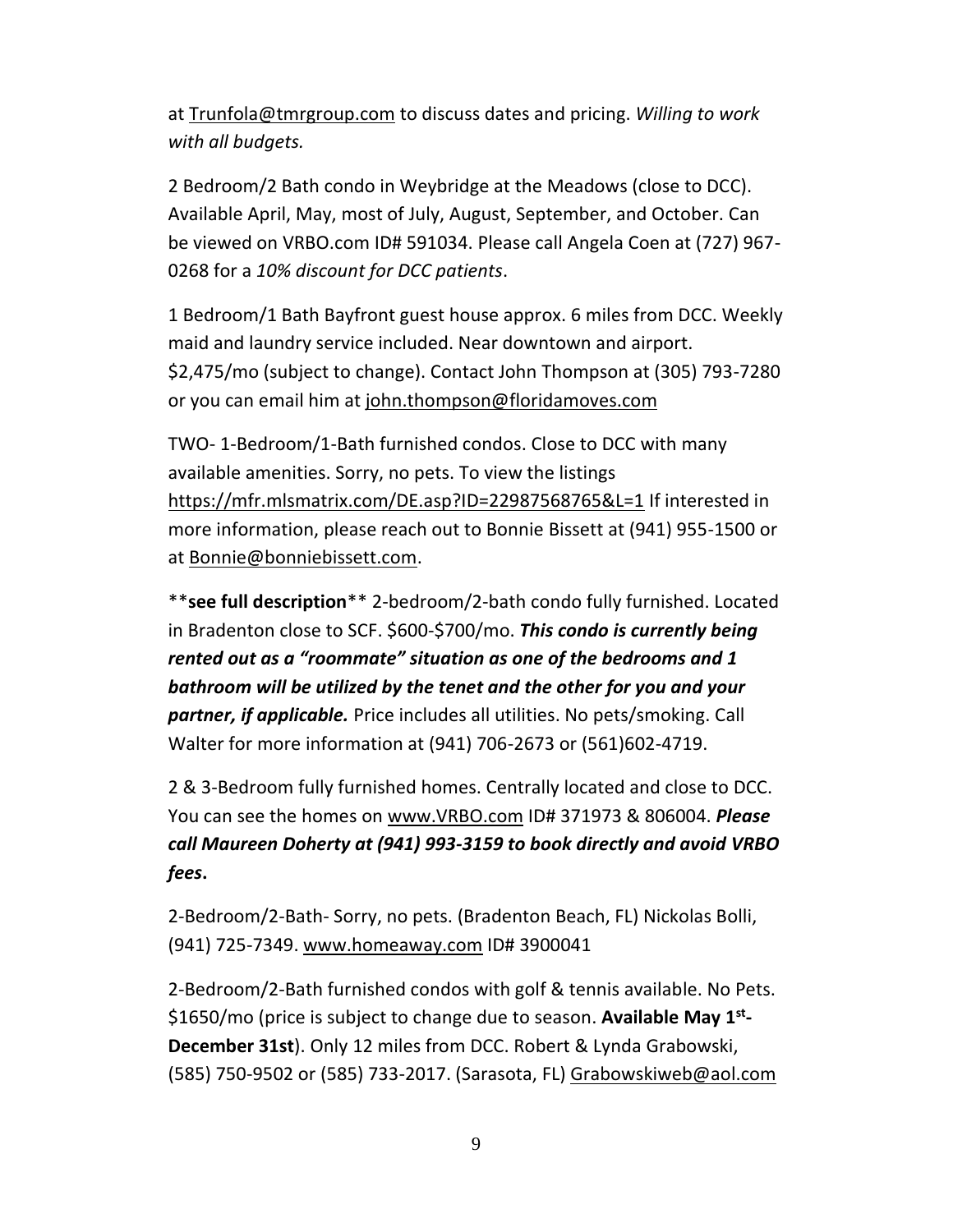at Trunfola@tmrgroup.com to discuss dates and pricing. *Willing to work with all budgets.*

2 Bedroom/2 Bath condo in Weybridge at the Meadows (close to DCC). Available April, May, most of July, August, September, and October. Can be viewed on VRBO.com ID# 591034. Please call Angela Coen at (727) 967-0268 for a *10% discount for DCC patients*.

1 Bedroom/1 Bath Bayfront guest house approx. 6 miles from DCC. Weekly maid and laundry service included. Near downtown and airport. $2,475/mo (subject to change). Contact John Thompson at (305) 793-7280 or you can email him at john.thompson@floridamoves.com

TWO- 1-Bedroom/1-Bath furnished condos. Close to DCC with many available amenities. Sorry, no pets. To view the listings https://mfr.mlsmatrix.com/DE.asp?ID=22987568765&L=1 If interested in more information, please reach out to Bonnie Bissett at (941) 955-1500 or at Bonnie@bonniebissett.com.

**\*\*see full description\*\*** 2-bedroom/2-bath condo fully furnished. Located in Bradenton close to SCF. $600-$700/mo. ***This condo is currently being rented out as a "roommate" situation as one of the bedrooms and 1 bathroom will be utilized by the tenet and the other for you and your partner, if applicable.*** Price includes all utilities. No pets/smoking. Call Walter for more information at (941) 706-2673 or (561)602-4719.

2 & 3-Bedroom fully furnished homes. Centrally located and close to DCC. You can see the homes on www.VRBO.com ID# 371973 & 806004. ***Please call Maureen Doherty at (941) 993-3159 to book directly and avoid VRBO fees*.**

2-Bedroom/2-Bath- Sorry, no pets. (Bradenton Beach, FL) Nickolas Bolli, (941) 725-7349. www.homeaway.com ID# 3900041

2-Bedroom/2-Bath furnished condos with golf & tennis available. No Pets. $1650/mo (price is subject to change due to season. **Available May 1st-December 31st**). Only 12 miles from DCC. Robert & Lynda Grabowski, (585) 750-9502 or (585) 733-2017. (Sarasota, FL) Grabowskiweb@aol.com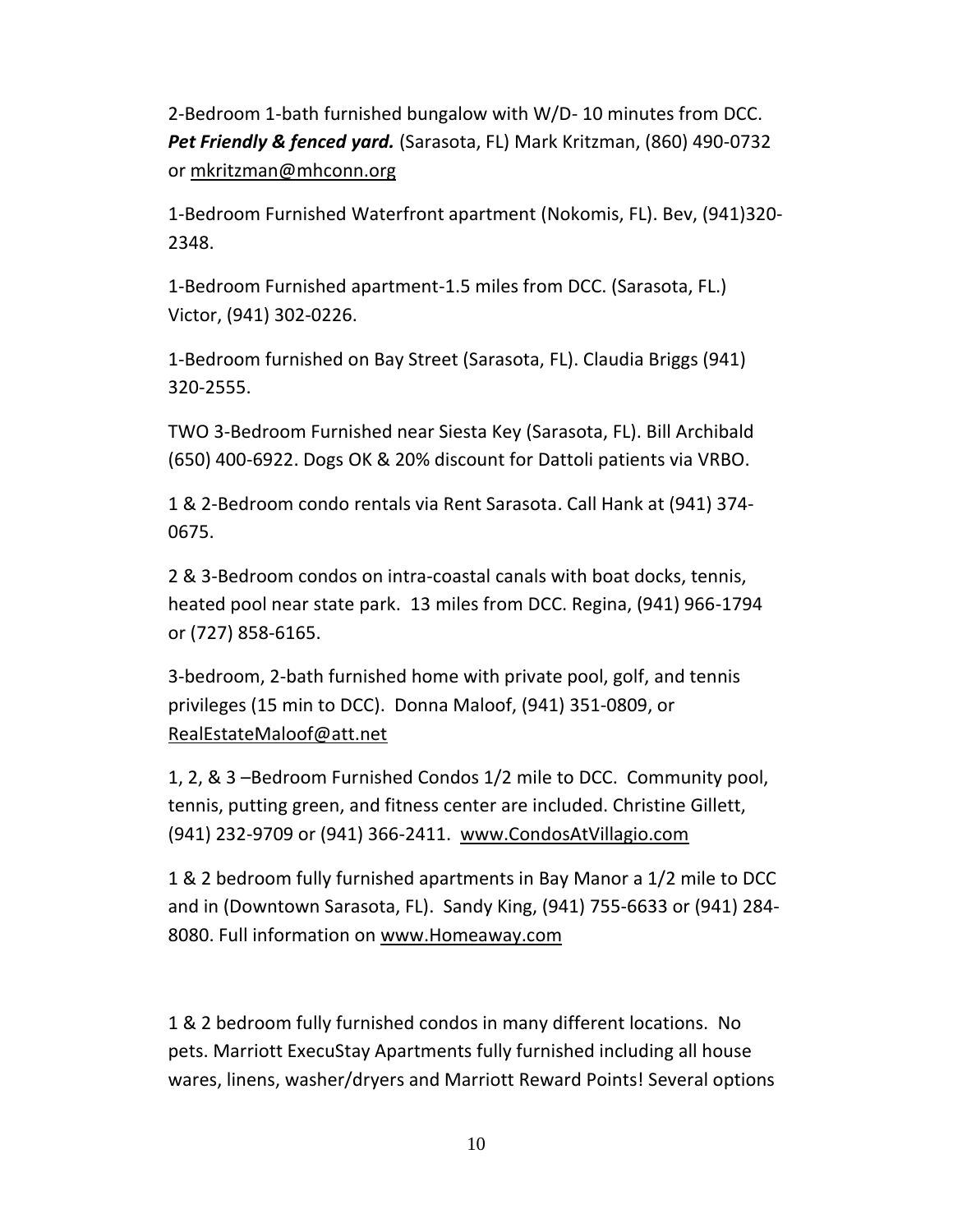2-Bedroom 1-bath furnished bungalow with W/D- 10 minutes from DCC. ***Pet Friendly & fenced yard.*** (Sarasota, FL) Mark Kritzman, (860) 490-0732 or mkritzman@mhconn.org

1-Bedroom Furnished Waterfront apartment (Nokomis, FL). Bev, (941)320-2348.

1-Bedroom Furnished apartment-1.5 miles from DCC. (Sarasota, FL.) Victor, (941) 302-0226.

1-Bedroom furnished on Bay Street (Sarasota, FL). Claudia Briggs (941) 320-2555.

TWO 3-Bedroom Furnished near Siesta Key (Sarasota, FL). Bill Archibald (650) 400-6922. Dogs OK & 20% discount for Dattoli patients via VRBO.

1 & 2-Bedroom condo rentals via Rent Sarasota. Call Hank at (941) 374-0675.

2 & 3-Bedroom condos on intra-coastal canals with boat docks, tennis, heated pool near state park. 13 miles from DCC. Regina, (941) 966-1794 or (727) 858-6165.

3-bedroom, 2-bath furnished home with private pool, golf, and tennis privileges (15 min to DCC). Donna Maloof, (941) 351-0809, or RealEstateMaloof@att.net

1, 2, & 3 –Bedroom Furnished Condos 1/2 mile to DCC. Community pool, tennis, putting green, and fitness center are included. Christine Gillett, (941) 232-9709 or (941) 366-2411. www.CondosAtVillagio.com

1 & 2 bedroom fully furnished apartments in Bay Manor a 1/2 mile to DCC and in (Downtown Sarasota, FL). Sandy King, (941) 755-6633 or (941) 284-8080. Full information on www.Homeaway.com

1 & 2 bedroom fully furnished condos in many different locations. No pets. Marriott ExecuStay Apartments fully furnished including all house wares, linens, washer/dryers and Marriott Reward Points! Several options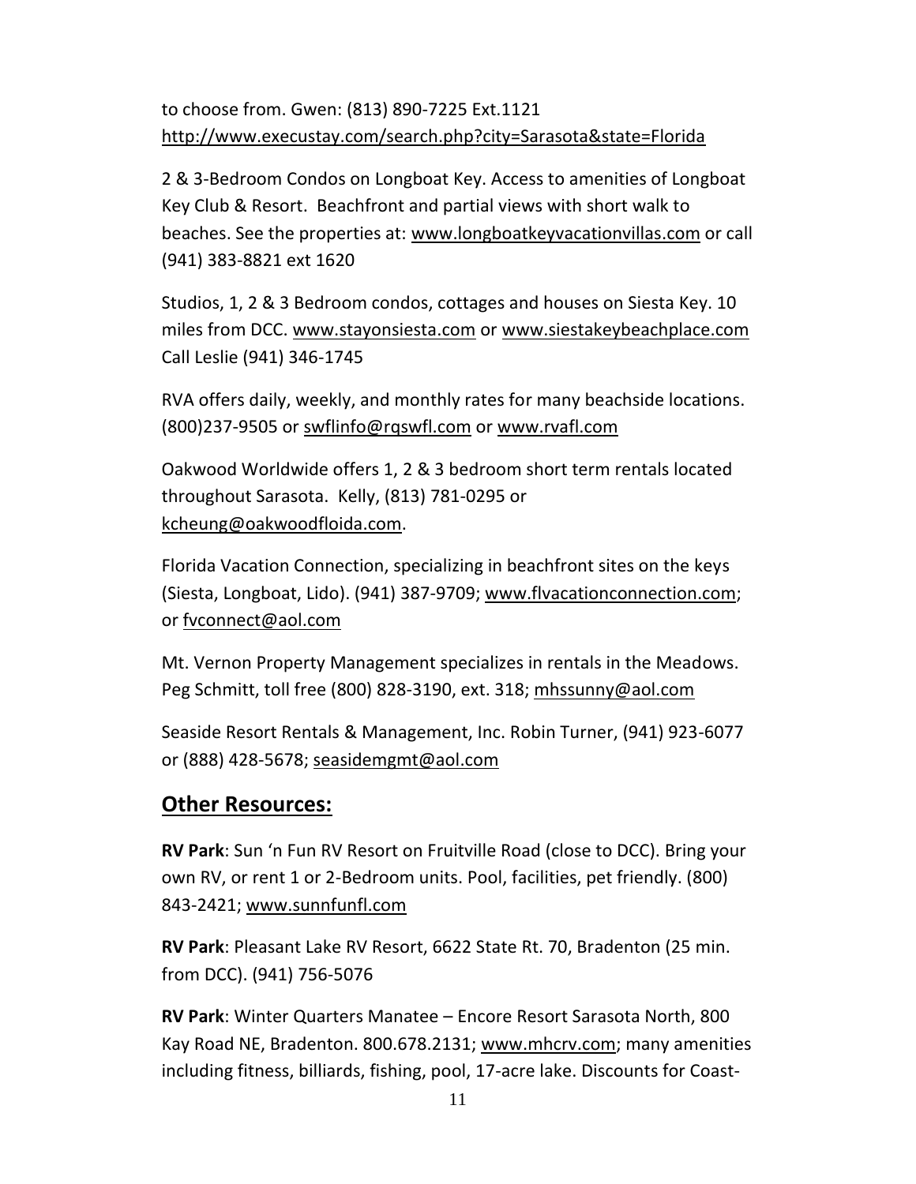to choose from. Gwen: (813) 890-7225 Ext.1121
http://www.execustay.com/search.php?city=Sarasota&state=Florida

2 & 3-Bedroom Condos on Longboat Key. Access to amenities of Longboat Key Club & Resort. Beachfront and partial views with short walk to beaches. See the properties at: www.longboatkeyvacationvillas.com or call (941) 383-8821 ext 1620

Studios, 1, 2 & 3 Bedroom condos, cottages and houses on Siesta Key. 10 miles from DCC. www.stayonsiesta.com or www.siestakeybeachplace.com Call Leslie (941) 346-1745

RVA offers daily, weekly, and monthly rates for many beachside locations. (800)237-9505 or swflinfo@rqswfl.com or www.rvafl.com

Oakwood Worldwide offers 1, 2 & 3 bedroom short term rentals located throughout Sarasota. Kelly, (813) 781-0295 or kcheung@oakwoodfloida.com.

Florida Vacation Connection, specializing in beachfront sites on the keys (Siesta, Longboat, Lido). (941) 387-9709; www.flvacationconnection.com; or fvconnect@aol.com

Mt. Vernon Property Management specializes in rentals in the Meadows. Peg Schmitt, toll free (800) 828-3190, ext. 318; mhssunny@aol.com

Seaside Resort Rentals & Management, Inc. Robin Turner, (941) 923-6077 or (888) 428-5678; seasidemgmt@aol.com

## Other Resources:

**RV Park**: Sun 'n Fun RV Resort on Fruitville Road (close to DCC). Bring your own RV, or rent 1 or 2-Bedroom units. Pool, facilities, pet friendly. (800) 843-2421; www.sunnfunfl.com

**RV Park**: Pleasant Lake RV Resort, 6622 State Rt. 70, Bradenton (25 min. from DCC). (941) 756-5076

**RV Park**: Winter Quarters Manatee – Encore Resort Sarasota North, 800 Kay Road NE, Bradenton. 800.678.2131; www.mhcrv.com; many amenities including fitness, billiards, fishing, pool, 17-acre lake. Discounts for Coast-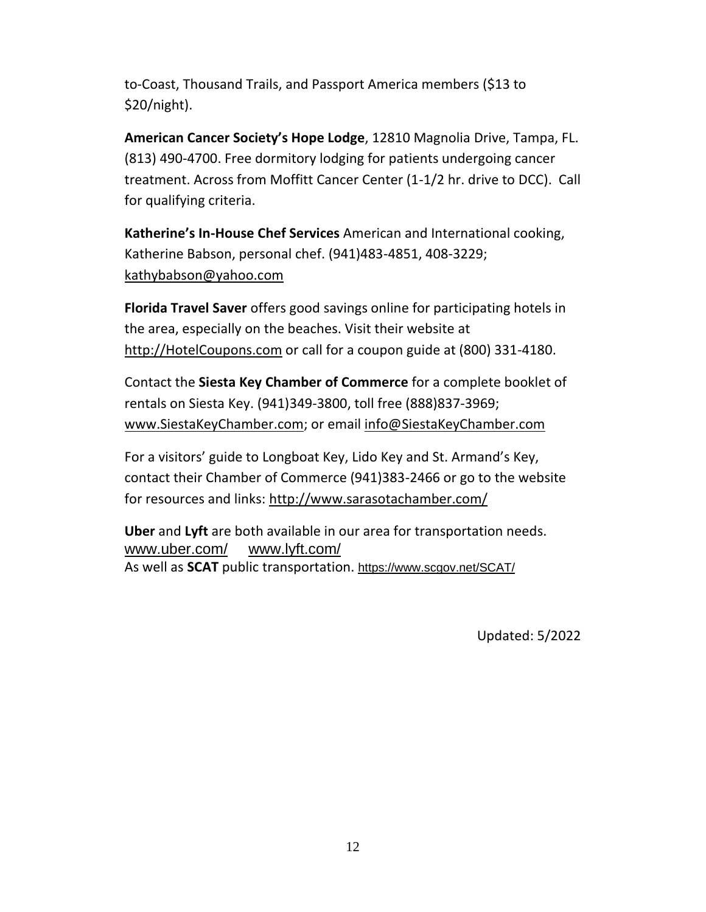to-Coast, Thousand Trails, and Passport America members ($13 to $20/night).

**American Cancer Society's Hope Lodge**, 12810 Magnolia Drive, Tampa, FL. (813) 490-4700. Free dormitory lodging for patients undergoing cancer treatment. Across from Moffitt Cancer Center (1-1/2 hr. drive to DCC). Call for qualifying criteria.

**Katherine's In-House Chef Services** American and International cooking, Katherine Babson, personal chef. (941)483-4851, 408-3229; kathybabson@yahoo.com

**Florida Travel Saver** offers good savings online for participating hotels in the area, especially on the beaches. Visit their website at http://HotelCoupons.com or call for a coupon guide at (800) 331-4180.

Contact the **Siesta Key Chamber of Commerce** for a complete booklet of rentals on Siesta Key. (941)349-3800, toll free (888)837-3969; www.SiestaKeyChamber.com; or email info@SiestaKeyChamber.com

For a visitors' guide to Longboat Key, Lido Key and St. Armand's Key, contact their Chamber of Commerce (941)383-2466 or go to the website for resources and links: http://www.sarasotachamber.com/

**Uber** and **Lyft** are both available in our area for transportation needs. www.uber.com/ www.lyft.com/
As well as **SCAT** public transportation. https://www.scgov.net/SCAT/

Updated: 5/2022